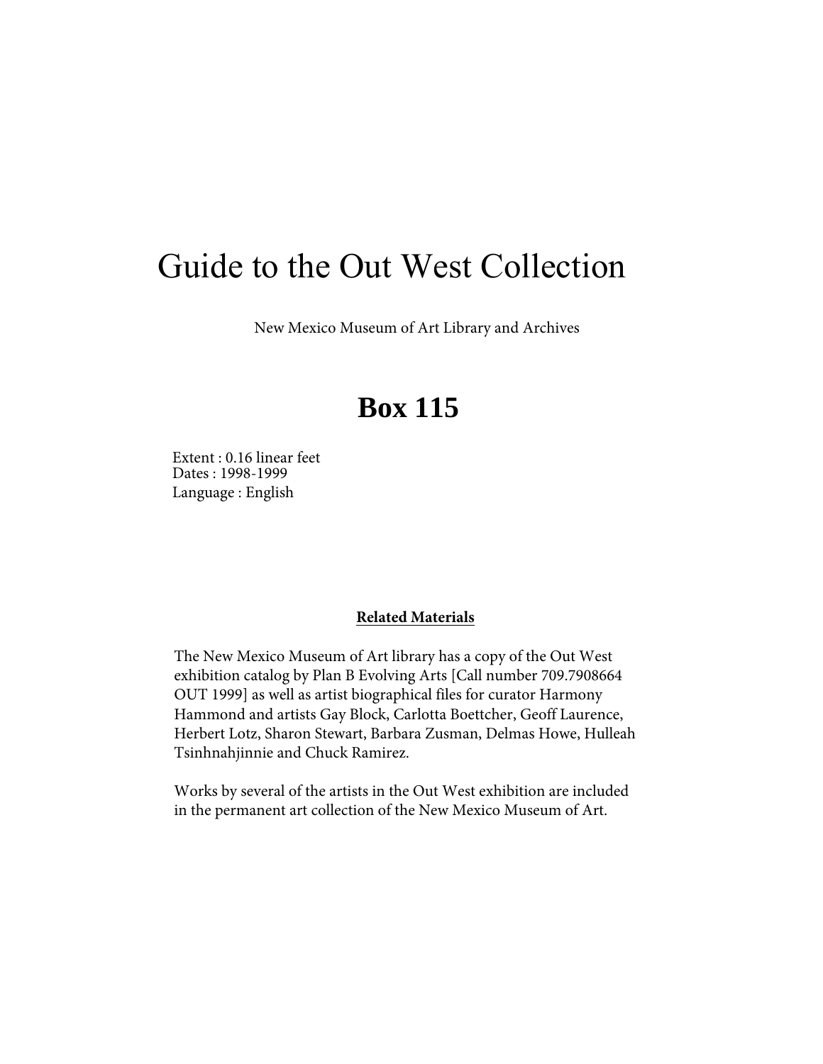# Guide to the Out West Collection

New Mexico Museum of Art Library and Archives

## Box 115

Extent : 0.16 linear feet
Dates : 1998-1999
Language : English

**Related Materials**

The New Mexico Museum of Art library has a copy of the Out West exhibition catalog by Plan B Evolving Arts [Call number 709.7908664 OUT 1999] as well as artist biographical files for curator Harmony Hammond and artists Gay Block, Carlotta Boettcher, Geoff Laurence, Herbert Lotz, Sharon Stewart, Barbara Zusman, Delmas Howe, Hulleah Tsinhnahjinnie and Chuck Ramirez.

Works by several of the artists in the Out West exhibition are included in the permanent art collection of the New Mexico Museum of Art.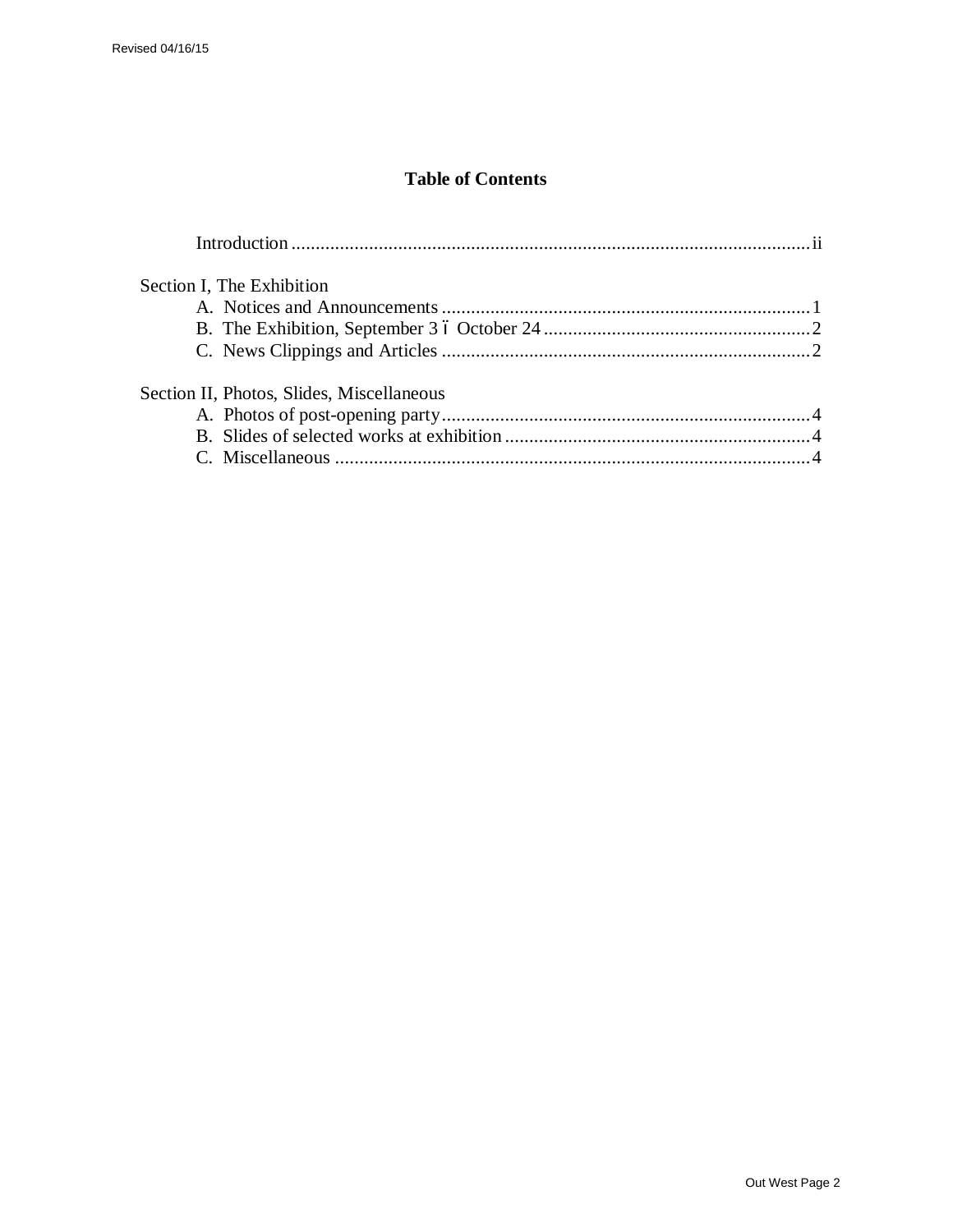## Table of Contents

Introduction .......................................................................................................... ii

Section I, The Exhibition

- A. Notices and Announcements ............................................................................ 1
- B. The Exhibition, September 3 ó October 24 ....................................................... 2
- C. News Clippings and Articles ............................................................................ 2

Section II, Photos, Slides, Miscellaneous

- A. Photos of post-opening party ............................................................................ 4
- B. Slides of selected works at exhibition ............................................................... 4
- C. Miscellaneous .................................................................................................. 4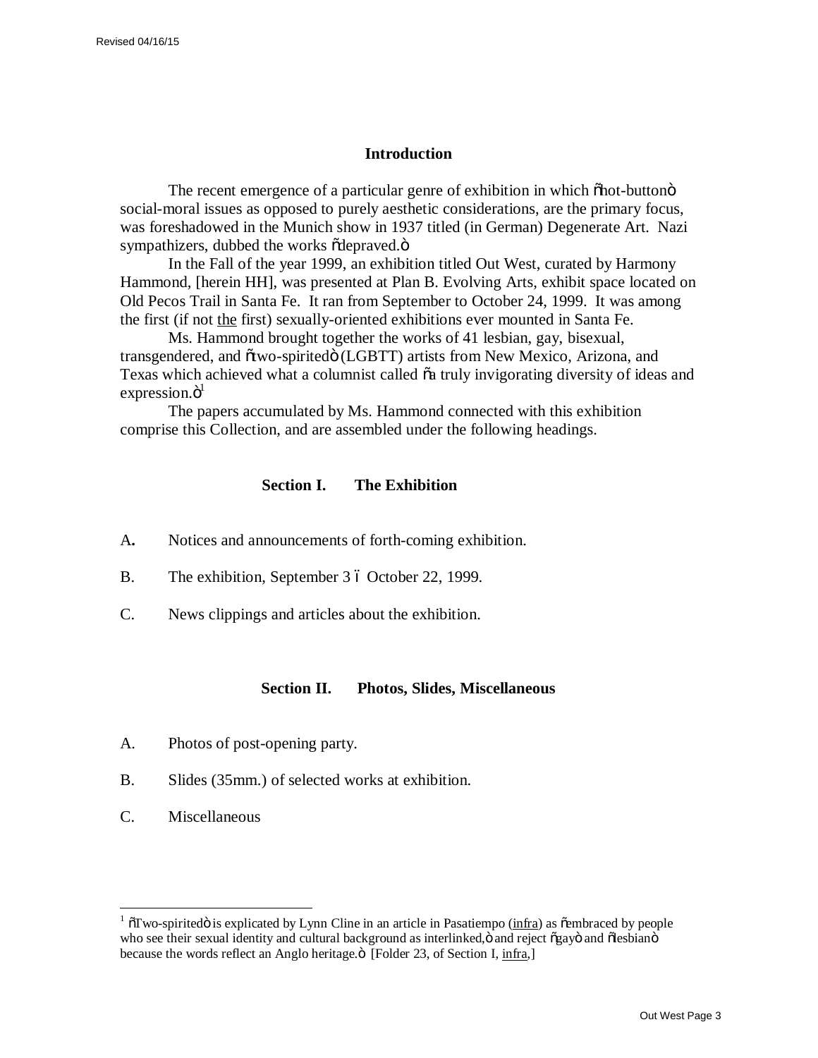## Introduction

The recent emergence of a particular genre of exhibition in which "hot-button" social-moral issues as opposed to purely aesthetic considerations, are the primary focus, was foreshadowed in the Munich show in 1937 titled (in German) Degenerate Art. Nazi sympathizers, dubbed the works "depraved."

In the Fall of the year 1999, an exhibition titled Out West, curated by Harmony Hammond, [herein HH], was presented at Plan B. Evolving Arts, exhibit space located on Old Pecos Trail in Santa Fe. It ran from September to October 24, 1999. It was among the first (if not the first) sexually-oriented exhibitions ever mounted in Santa Fe.

Ms. Hammond brought together the works of 41 lesbian, gay, bisexual, transgendered, and "two-spirited" (LGBTT) artists from New Mexico, Arizona, and Texas which achieved what a columnist called "a truly invigorating diversity of ideas and expression."[1]

The papers accumulated by Ms. Hammond connected with this exhibition comprise this Collection, and are assembled under the following headings.

### Section I. The Exhibition

A. Notices and announcements of forth-coming exhibition.

B. The exhibition, September 3 – October 22, 1999.

C. News clippings and articles about the exhibition.

### Section II. Photos, Slides, Miscellaneous

A. Photos of post-opening party.

B. Slides (35mm.) of selected works at exhibition.

C. Miscellaneous

---

[1] "Two-spirited" is explicated by Lynn Cline in an article in Pasatiempo (infra) as "embraced by people who see their sexual identity and cultural background as interlinked," and reject "gay" and "lesbian" because the words reflect an Anglo heritage." [Folder 23, of Section I, infra,]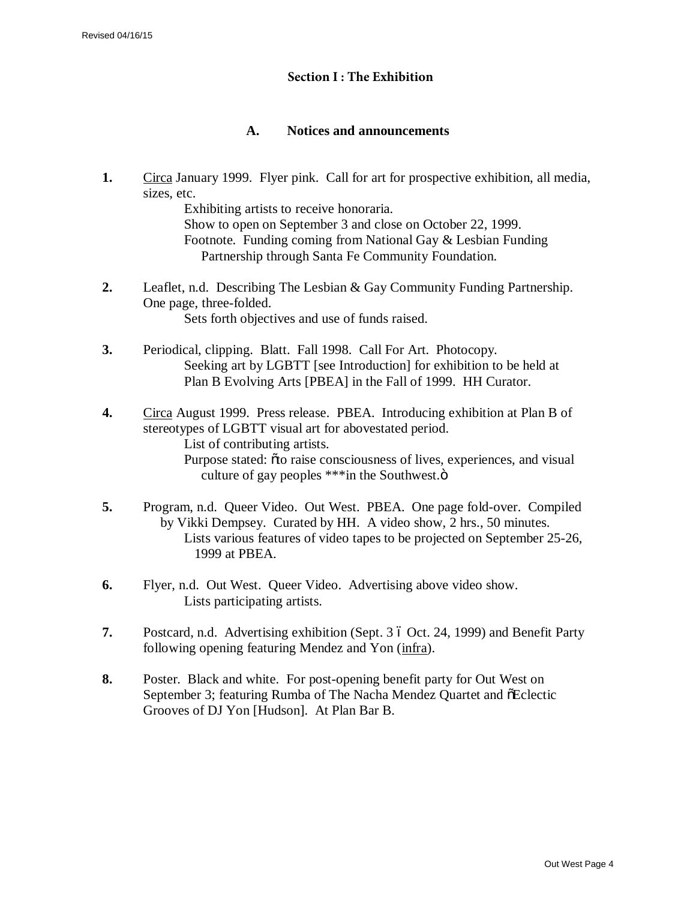## Section I : The Exhibition

### A. Notices and announcements

**1.** Circa January 1999. Flyer pink. Call for art for prospective exhibition, all media, sizes, etc.
Exhibiting artists to receive honoraria.
Show to open on September 3 and close on October 22, 1999.
Footnote. Funding coming from National Gay & Lesbian Funding Partnership through Santa Fe Community Foundation.

**2.** Leaflet, n.d. Describing The Lesbian & Gay Community Funding Partnership. One page, three-folded.
Sets forth objectives and use of funds raised.

**3.** Periodical, clipping. Blatt. Fall 1998. Call For Art. Photocopy.
Seeking art by LGBTT [see Introduction] for exhibition to be held at Plan B Evolving Arts [PBEA] in the Fall of 1999. HH Curator.

**4.** Circa August 1999. Press release. PBEA. Introducing exhibition at Plan B of stereotypes of LGBTT visual art for abovestated period.
List of contributing artists.
Purpose stated: "to raise consciousness of lives, experiences, and visual culture of gay peoples ***in the Southwest."

**5.** Program, n.d. Queer Video. Out West. PBEA. One page fold-over. Compiled by Vikki Dempsey. Curated by HH. A video show, 2 hrs., 50 minutes.
Lists various features of video tapes to be projected on September 25-26, 1999 at PBEA.

**6.** Flyer, n.d. Out West. Queer Video. Advertising above video show.
Lists participating artists.

**7.** Postcard, n.d. Advertising exhibition (Sept. 3 – Oct. 24, 1999) and Benefit Party following opening featuring Mendez and Yon (infra).

**8.** Poster. Black and white. For post-opening benefit party for Out West on September 3; featuring Rumba of The Nacha Mendez Quartet and "Eclectic Grooves of DJ Yon [Hudson]. At Plan Bar B.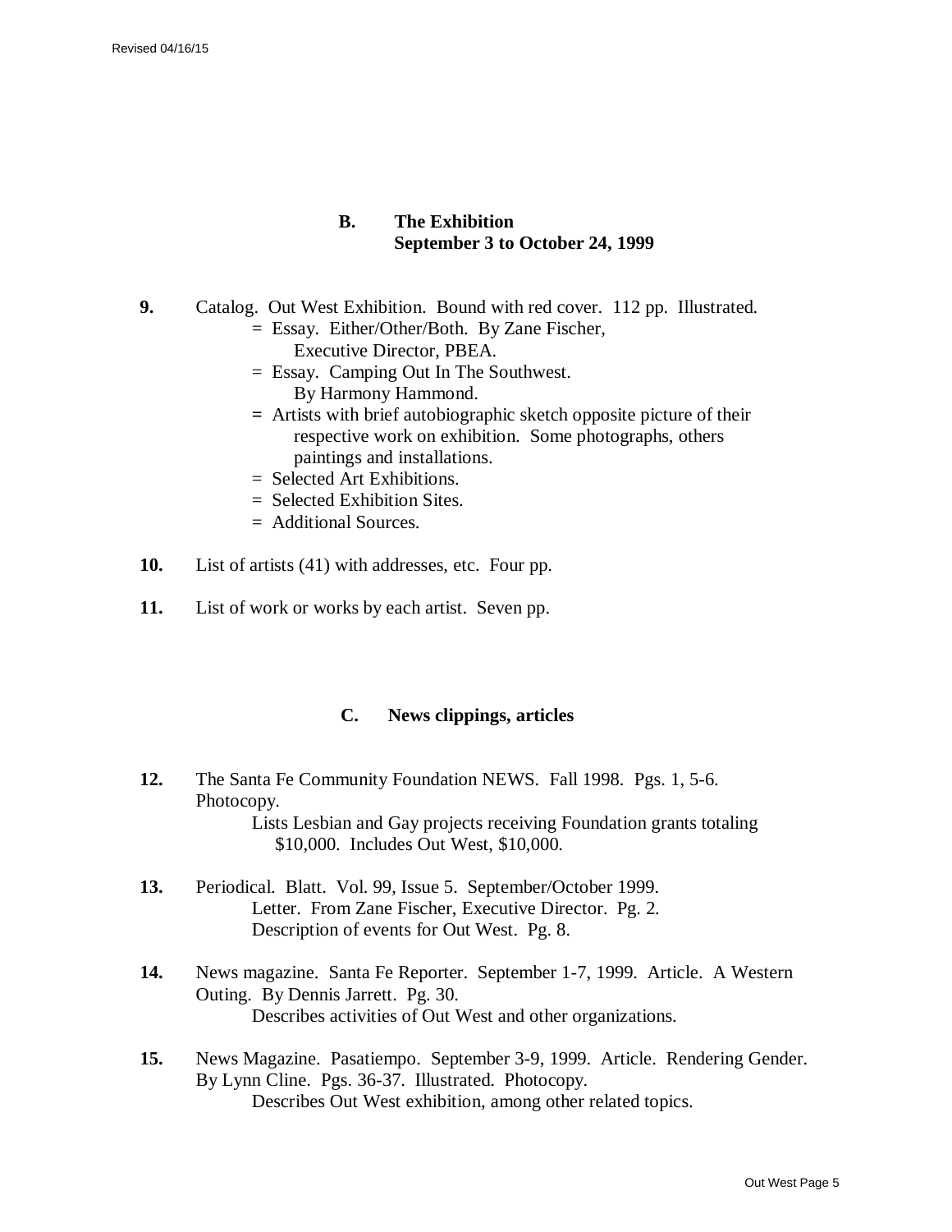### B. The Exhibition
### September 3 to October 24, 1999

**9.** Catalog. Out West Exhibition. Bound with red cover. 112 pp. Illustrated.
- = Essay. Either/Other/Both. By Zane Fischer, Executive Director, PBEA.
- = Essay. Camping Out In The Southwest. By Harmony Hammond.
- = Artists with brief autobiographic sketch opposite picture of their respective work on exhibition. Some photographs, others paintings and installations.
- = Selected Art Exhibitions.
- = Selected Exhibition Sites.
- = Additional Sources.

**10.** List of artists (41) with addresses, etc. Four pp.

**11.** List of work or works by each artist. Seven pp.

### C. News clippings, articles

**12.** The Santa Fe Community Foundation NEWS. Fall 1998. Pgs. 1, 5-6. Photocopy.
Lists Lesbian and Gay projects receiving Foundation grants totaling $10,000. Includes Out West, $10,000.

**13.** Periodical. Blatt. Vol. 99, Issue 5. September/October 1999.
Letter. From Zane Fischer, Executive Director. Pg. 2.
Description of events for Out West. Pg. 8.

**14.** News magazine. Santa Fe Reporter. September 1-7, 1999. Article. A Western Outing. By Dennis Jarrett. Pg. 30.
Describes activities of Out West and other organizations.

**15.** News Magazine. Pasatiempo. September 3-9, 1999. Article. Rendering Gender. By Lynn Cline. Pgs. 36-37. Illustrated. Photocopy.
Describes Out West exhibition, among other related topics.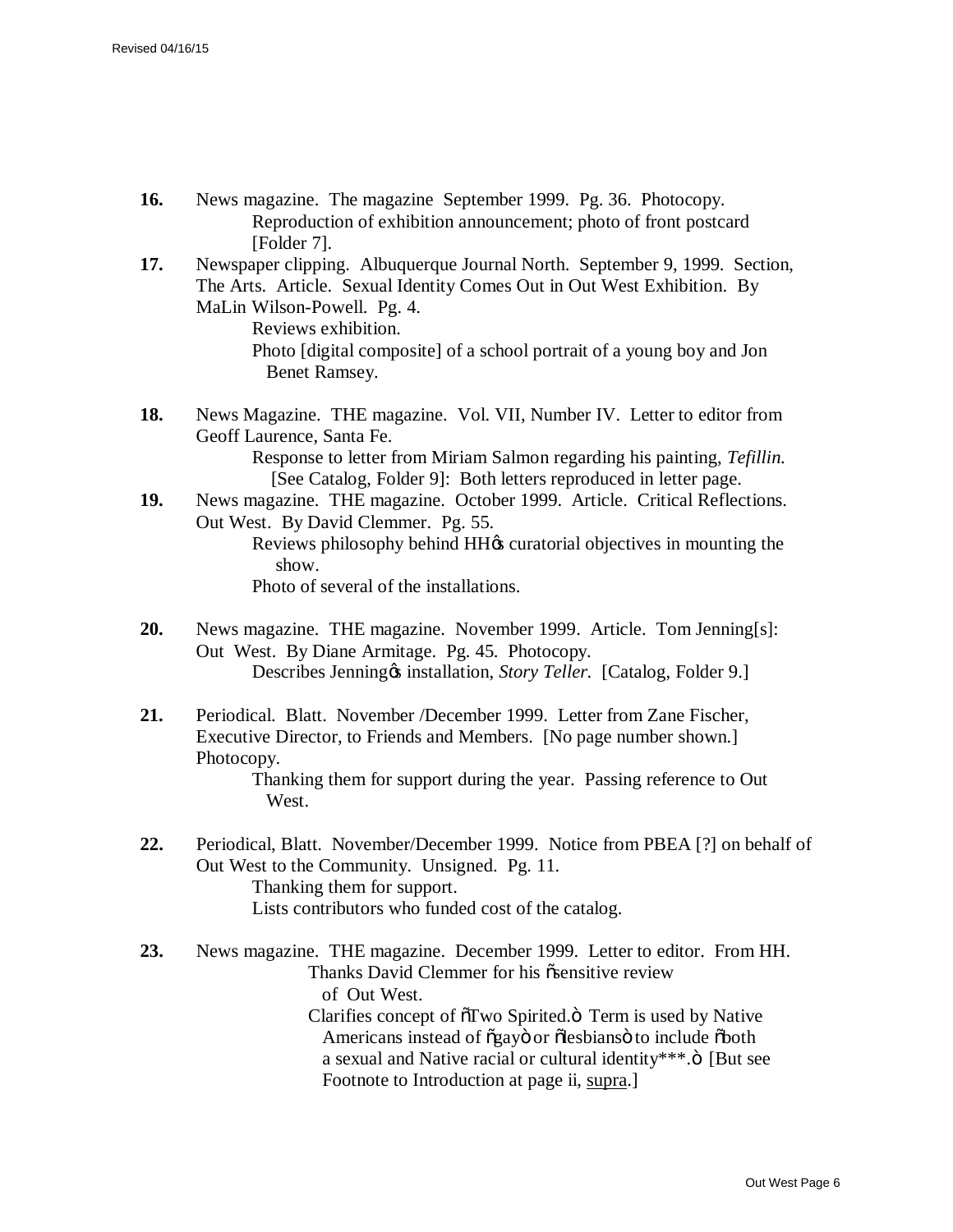**16.** News magazine. The magazine September 1999. Pg. 36. Photocopy.
Reproduction of exhibition announcement; photo of front postcard [Folder 7].

**17.** Newspaper clipping. Albuquerque Journal North. September 9, 1999. Section, The Arts. Article. Sexual Identity Comes Out in Out West Exhibition. By MaLin Wilson-Powell. Pg. 4.
Reviews exhibition.
Photo [digital composite] of a school portrait of a young boy and Jon Benet Ramsey.

**18.** News Magazine. THE magazine. Vol. VII, Number IV. Letter to editor from Geoff Laurence, Santa Fe.
Response to letter from Miriam Salmon regarding his painting, *Tefillin.* [See Catalog, Folder 9]: Both letters reproduced in letter page.

**19.** News magazine. THE magazine. October 1999. Article. Critical Reflections. Out West. By David Clemmer. Pg. 55.
Reviews philosophy behind HH's curatorial objectives in mounting the show.
Photo of several of the installations.

**20.** News magazine. THE magazine. November 1999. Article. Tom Jenning[s]: Out West. By Diane Armitage. Pg. 45. Photocopy.
Describes Jenning's installation, *Story Teller.* [Catalog, Folder 9.]

**21.** Periodical. Blatt. November /December 1999. Letter from Zane Fischer, Executive Director, to Friends and Members. [No page number shown.] Photocopy.
Thanking them for support during the year. Passing reference to Out West.

**22.** Periodical, Blatt. November/December 1999. Notice from PBEA [?] on behalf of Out West to the Community. Unsigned. Pg. 11.
Thanking them for support.
Lists contributors who funded cost of the catalog.

**23.** News magazine. THE magazine. December 1999. Letter to editor. From HH.
Thanks David Clemmer for his "sensitive review of Out West.
Clarifies concept of "Two Spirited." Term is used by Native Americans instead of "gay" or "lesbians" to include "both a sexual and Native racial or cultural identity***." [But see Footnote to Introduction at page ii, supra.]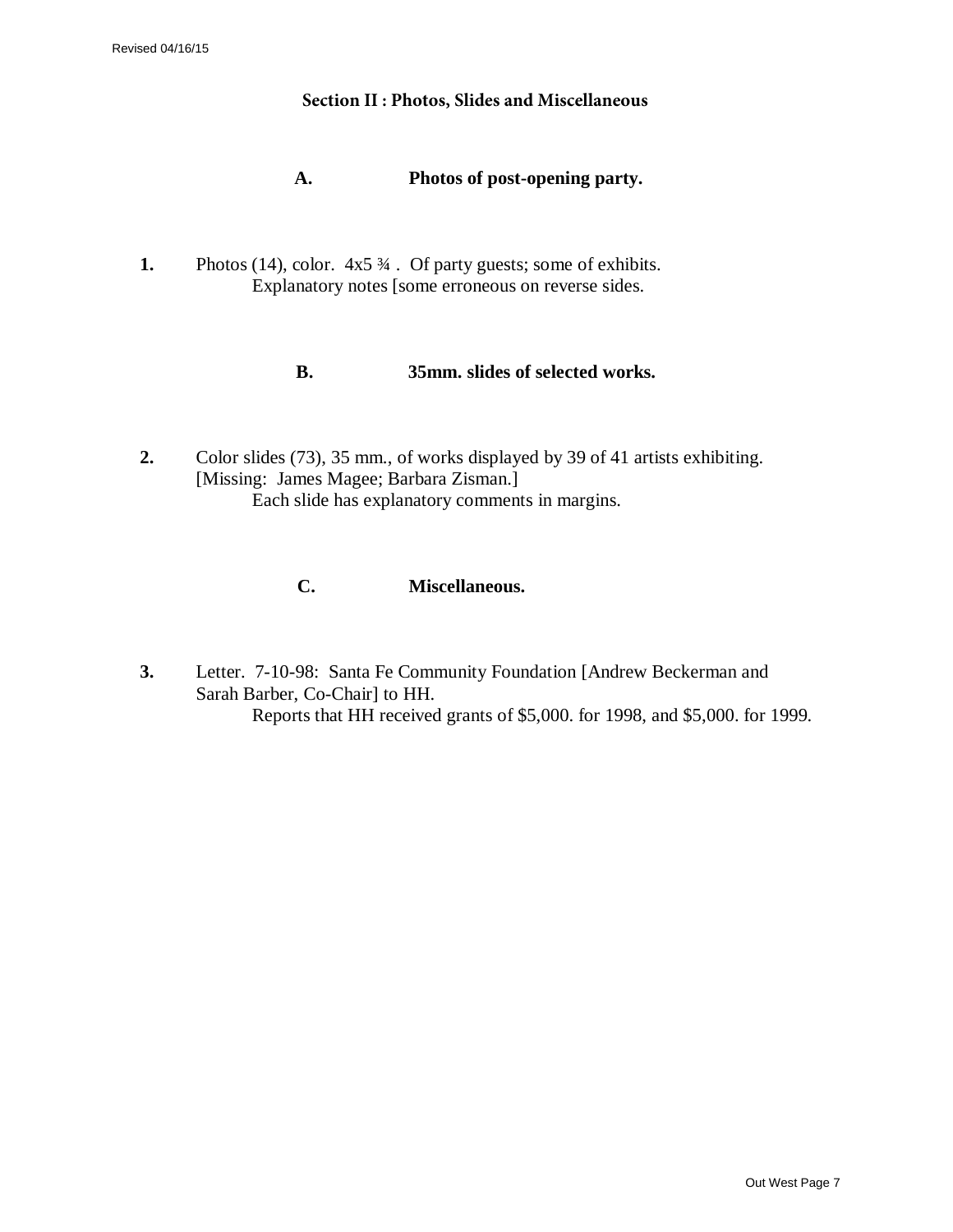## Section II : Photos, Slides and Miscellaneous

### A. Photos of post-opening party.

**1.** Photos (14), color. 4x5 ¾ . Of party guests; some of exhibits.
Explanatory notes [some erroneous on reverse sides.

### B. 35mm. slides of selected works.

**2.** Color slides (73), 35 mm., of works displayed by 39 of 41 artists exhibiting. [Missing: James Magee; Barbara Zisman.]
Each slide has explanatory comments in margins.

### C. Miscellaneous.

**3.** Letter. 7-10-98: Santa Fe Community Foundation [Andrew Beckerman and Sarah Barber, Co-Chair] to HH.
Reports that HH received grants of $5,000. for 1998, and $5,000. for 1999.